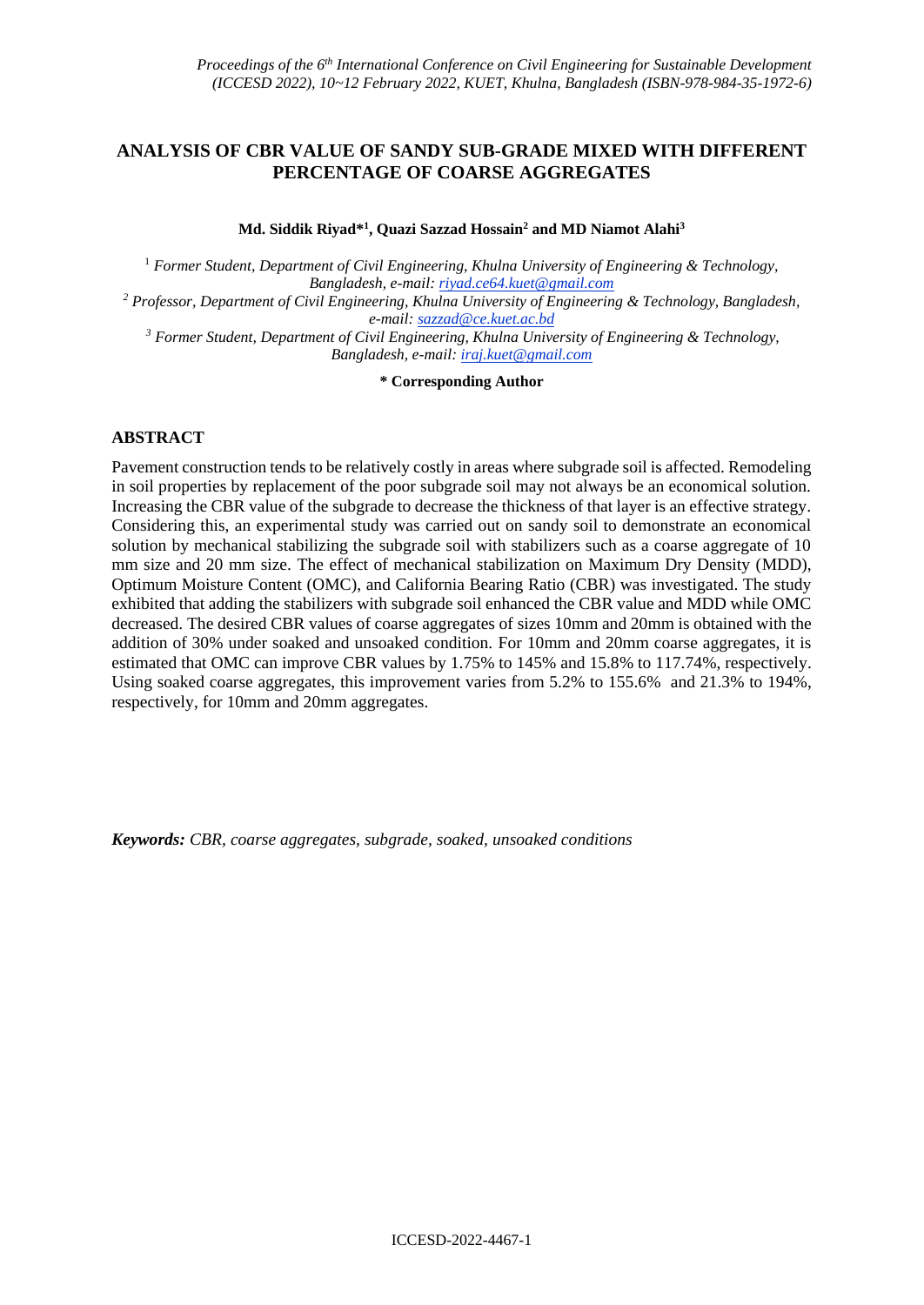# ANALYSIS OF CBR VALUE OF SANDY SUB-GRADE MIXED WITH DIFFERENT PERCENTAGE OF COARSE AGGREGATES

**Md. Siddik Riyad*[1], Quazi Sazzad Hossain[2] and MD Niamot Alahi[3]**

[1] *Former Student, Department of Civil Engineering, Khulna University of Engineering & Technology, Bangladesh, e-mail: riyad.ce64.kuet@gmail.com*

[2] *Professor, Department of Civil Engineering, Khulna University of Engineering & Technology, Bangladesh, e-mail: sazzad@ce.kuet.ac.bd*

[3] *Former Student, Department of Civil Engineering, Khulna University of Engineering & Technology, Bangladesh, e-mail: iraj.kuet@gmail.com*

**\* Corresponding Author**

## ABSTRACT

Pavement construction tends to be relatively costly in areas where subgrade soil is affected. Remodeling in soil properties by replacement of the poor subgrade soil may not always be an economical solution. Increasing the CBR value of the subgrade to decrease the thickness of that layer is an effective strategy. Considering this, an experimental study was carried out on sandy soil to demonstrate an economical solution by mechanical stabilizing the subgrade soil with stabilizers such as a coarse aggregate of 10 mm size and 20 mm size. The effect of mechanical stabilization on Maximum Dry Density (MDD), Optimum Moisture Content (OMC), and California Bearing Ratio (CBR) was investigated. The study exhibited that adding the stabilizers with subgrade soil enhanced the CBR value and MDD while OMC decreased. The desired CBR values of coarse aggregates of sizes 10mm and 20mm is obtained with the addition of 30% under soaked and unsoaked condition. For 10mm and 20mm coarse aggregates, it is estimated that OMC can improve CBR values by 1.75% to 145% and 15.8% to 117.74%, respectively. Using soaked coarse aggregates, this improvement varies from 5.2% to 155.6% and 21.3% to 194%, respectively, for 10mm and 20mm aggregates.

***Keywords:*** *CBR, coarse aggregates, subgrade, soaked, unsoaked conditions*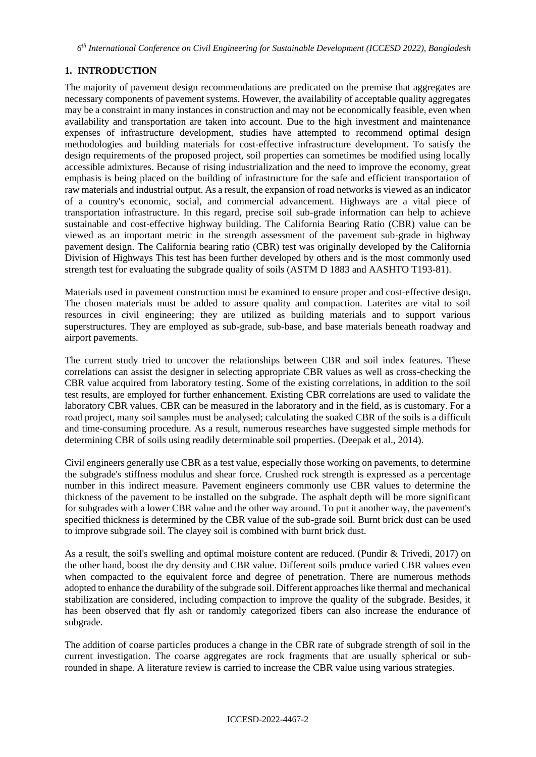## 1. INTRODUCTION

The majority of pavement design recommendations are predicated on the premise that aggregates are necessary components of pavement systems. However, the availability of acceptable quality aggregates may be a constraint in many instances in construction and may not be economically feasible, even when availability and transportation are taken into account. Due to the high investment and maintenance expenses of infrastructure development, studies have attempted to recommend optimal design methodologies and building materials for cost-effective infrastructure development. To satisfy the design requirements of the proposed project, soil properties can sometimes be modified using locally accessible admixtures. Because of rising industrialization and the need to improve the economy, great emphasis is being placed on the building of infrastructure for the safe and efficient transportation of raw materials and industrial output. As a result, the expansion of road networks is viewed as an indicator of a country's economic, social, and commercial advancement. Highways are a vital piece of transportation infrastructure. In this regard, precise soil sub-grade information can help to achieve sustainable and cost-effective highway building. The California Bearing Ratio (CBR) value can be viewed as an important metric in the strength assessment of the pavement sub-grade in highway pavement design. The California bearing ratio (CBR) test was originally developed by the California Division of Highways This test has been further developed by others and is the most commonly used strength test for evaluating the subgrade quality of soils (ASTM D 1883 and AASHTO T193-81).

Materials used in pavement construction must be examined to ensure proper and cost-effective design. The chosen materials must be added to assure quality and compaction. Laterites are vital to soil resources in civil engineering; they are utilized as building materials and to support various superstructures. They are employed as sub-grade, sub-base, and base materials beneath roadway and airport pavements.

The current study tried to uncover the relationships between CBR and soil index features. These correlations can assist the designer in selecting appropriate CBR values as well as cross-checking the CBR value acquired from laboratory testing. Some of the existing correlations, in addition to the soil test results, are employed for further enhancement. Existing CBR correlations are used to validate the laboratory CBR values. CBR can be measured in the laboratory and in the field, as is customary. For a road project, many soil samples must be analysed; calculating the soaked CBR of the soils is a difficult and time-consuming procedure. As a result, numerous researches have suggested simple methods for determining CBR of soils using readily determinable soil properties. (Deepak et al., 2014).

Civil engineers generally use CBR as a test value, especially those working on pavements, to determine the subgrade's stiffness modulus and shear force. Crushed rock strength is expressed as a percentage number in this indirect measure. Pavement engineers commonly use CBR values to determine the thickness of the pavement to be installed on the subgrade. The asphalt depth will be more significant for subgrades with a lower CBR value and the other way around. To put it another way, the pavement's specified thickness is determined by the CBR value of the sub-grade soil. Burnt brick dust can be used to improve subgrade soil. The clayey soil is combined with burnt brick dust.

As a result, the soil's swelling and optimal moisture content are reduced. (Pundir & Trivedi, 2017) on the other hand, boost the dry density and CBR value. Different soils produce varied CBR values even when compacted to the equivalent force and degree of penetration. There are numerous methods adopted to enhance the durability of the subgrade soil. Different approaches like thermal and mechanical stabilization are considered, including compaction to improve the quality of the subgrade. Besides, it has been observed that fly ash or randomly categorized fibers can also increase the endurance of subgrade.

The addition of coarse particles produces a change in the CBR rate of subgrade strength of soil in the current investigation. The coarse aggregates are rock fragments that are usually spherical or sub-rounded in shape. A literature review is carried to increase the CBR value using various strategies.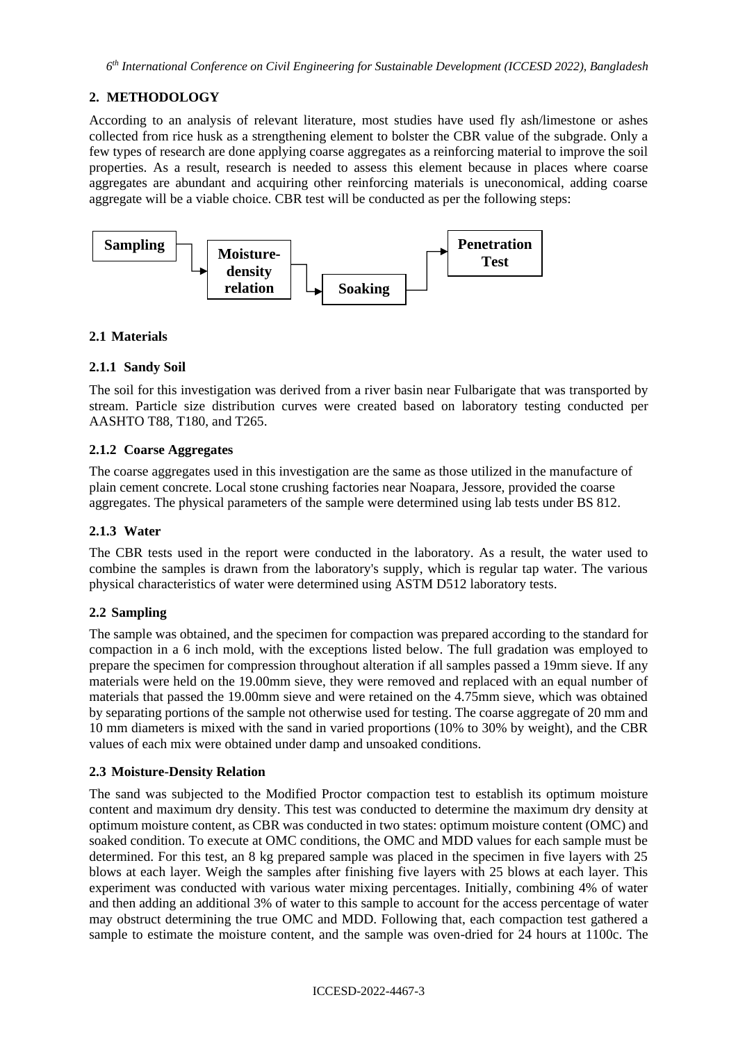## 2. METHODOLOGY

According to an analysis of relevant literature, most studies have used fly ash/limestone or ashes collected from rice husk as a strengthening element to bolster the CBR value of the subgrade. Only a few types of research are done applying coarse aggregates as a reinforcing material to improve the soil properties. As a result, research is needed to assess this element because in places where coarse aggregates are abundant and acquiring other reinforcing materials is uneconomical, adding coarse aggregate will be a viable choice. CBR test will be conducted as per the following steps:

Sampling → Moisture-density relation → Soaking → Penetration Test

### 2.1 Materials

#### 2.1.1 Sandy Soil

The soil for this investigation was derived from a river basin near Fulbarigate that was transported by stream. Particle size distribution curves were created based on laboratory testing conducted per AASHTO T88, T180, and T265.

#### 2.1.2 Coarse Aggregates

The coarse aggregates used in this investigation are the same as those utilized in the manufacture of plain cement concrete. Local stone crushing factories near Noapara, Jessore, provided the coarse aggregates. The physical parameters of the sample were determined using lab tests under BS 812.

#### 2.1.3 Water

The CBR tests used in the report were conducted in the laboratory. As a result, the water used to combine the samples is drawn from the laboratory's supply, which is regular tap water. The various physical characteristics of water were determined using ASTM D512 laboratory tests.

### 2.2 Sampling

The sample was obtained, and the specimen for compaction was prepared according to the standard for compaction in a 6 inch mold, with the exceptions listed below. The full gradation was employed to prepare the specimen for compression throughout alteration if all samples passed a 19mm sieve. If any materials were held on the 19.00mm sieve, they were removed and replaced with an equal number of materials that passed the 19.00mm sieve and were retained on the 4.75mm sieve, which was obtained by separating portions of the sample not otherwise used for testing. The coarse aggregate of 20 mm and 10 mm diameters is mixed with the sand in varied proportions (10% to 30% by weight), and the CBR values of each mix were obtained under damp and unsoaked conditions.

### 2.3 Moisture-Density Relation

The sand was subjected to the Modified Proctor compaction test to establish its optimum moisture content and maximum dry density. This test was conducted to determine the maximum dry density at optimum moisture content, as CBR was conducted in two states: optimum moisture content (OMC) and soaked condition. To execute at OMC conditions, the OMC and MDD values for each sample must be determined. For this test, an 8 kg prepared sample was placed in the specimen in five layers with 25 blows at each layer. Weigh the samples after finishing five layers with 25 blows at each layer. This experiment was conducted with various water mixing percentages. Initially, combining 4% of water and then adding an additional 3% of water to this sample to account for the access percentage of water may obstruct determining the true OMC and MDD. Following that, each compaction test gathered a sample to estimate the moisture content, and the sample was oven-dried for 24 hours at 1100c. The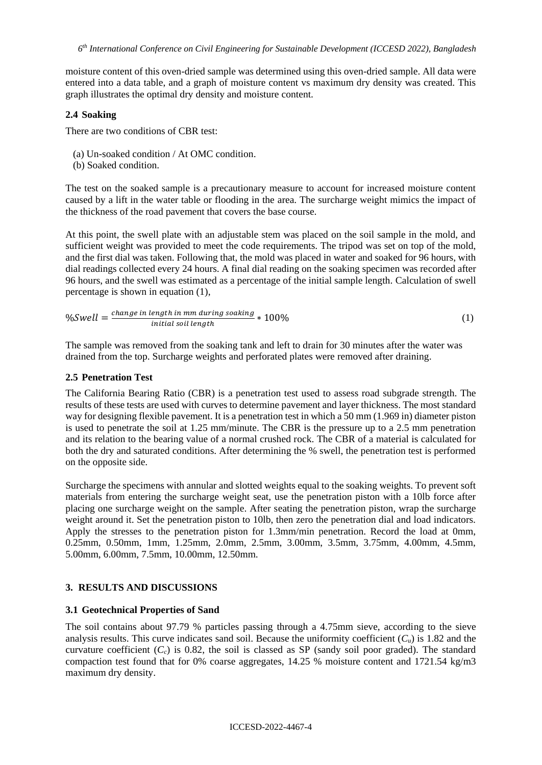moisture content of this oven-dried sample was determined using this oven-dried sample. All data were entered into a data table, and a graph of moisture content vs maximum dry density was created. This graph illustrates the optimal dry density and moisture content.

### 2.4 Soaking

There are two conditions of CBR test:

(a) Un-soaked condition / At OMC condition.
(b) Soaked condition.

The test on the soaked sample is a precautionary measure to account for increased moisture content caused by a lift in the water table or flooding in the area. The surcharge weight mimics the impact of the thickness of the road pavement that covers the base course.

At this point, the swell plate with an adjustable stem was placed on the soil sample in the mold, and sufficient weight was provided to meet the code requirements. The tripod was set on top of the mold, and the first dial was taken. Following that, the mold was placed in water and soaked for 96 hours, with dial readings collected every 24 hours. A final dial reading on the soaking specimen was recorded after 96 hours, and the swell was estimated as a percentage of the initial sample length. Calculation of swell percentage is shown in equation (1),

$$\%Swell = \frac{change\ in\ length\ in\ mm\ during\ soaking}{initial\ soil\ length} * 100\% \quad (1)$$

The sample was removed from the soaking tank and left to drain for 30 minutes after the water was drained from the top. Surcharge weights and perforated plates were removed after draining.

### 2.5 Penetration Test

The California Bearing Ratio (CBR) is a penetration test used to assess road subgrade strength. The results of these tests are used with curves to determine pavement and layer thickness. The most standard way for designing flexible pavement. It is a penetration test in which a 50 mm (1.969 in) diameter piston is used to penetrate the soil at 1.25 mm/minute. The CBR is the pressure up to a 2.5 mm penetration and its relation to the bearing value of a normal crushed rock. The CBR of a material is calculated for both the dry and saturated conditions. After determining the % swell, the penetration test is performed on the opposite side.

Surcharge the specimens with annular and slotted weights equal to the soaking weights. To prevent soft materials from entering the surcharge weight seat, use the penetration piston with a 10lb force after placing one surcharge weight on the sample. After seating the penetration piston, wrap the surcharge weight around it. Set the penetration piston to 10lb, then zero the penetration dial and load indicators. Apply the stresses to the penetration piston for 1.3mm/min penetration. Record the load at 0mm, 0.25mm, 0.50mm, 1mm, 1.25mm, 2.0mm, 2.5mm, 3.00mm, 3.5mm, 3.75mm, 4.00mm, 4.5mm, 5.00mm, 6.00mm, 7.5mm, 10.00mm, 12.50mm.

## 3. RESULTS AND DISCUSSIONS

### 3.1 Geotechnical Properties of Sand

The soil contains about 97.79 % particles passing through a 4.75mm sieve, according to the sieve analysis results. This curve indicates sand soil. Because the uniformity coefficient ($C_u$) is 1.82 and the curvature coefficient ($C_c$) is 0.82, the soil is classed as SP (sandy soil poor graded). The standard compaction test found that for 0% coarse aggregates, 14.25 % moisture content and 1721.54 kg/m3 maximum dry density.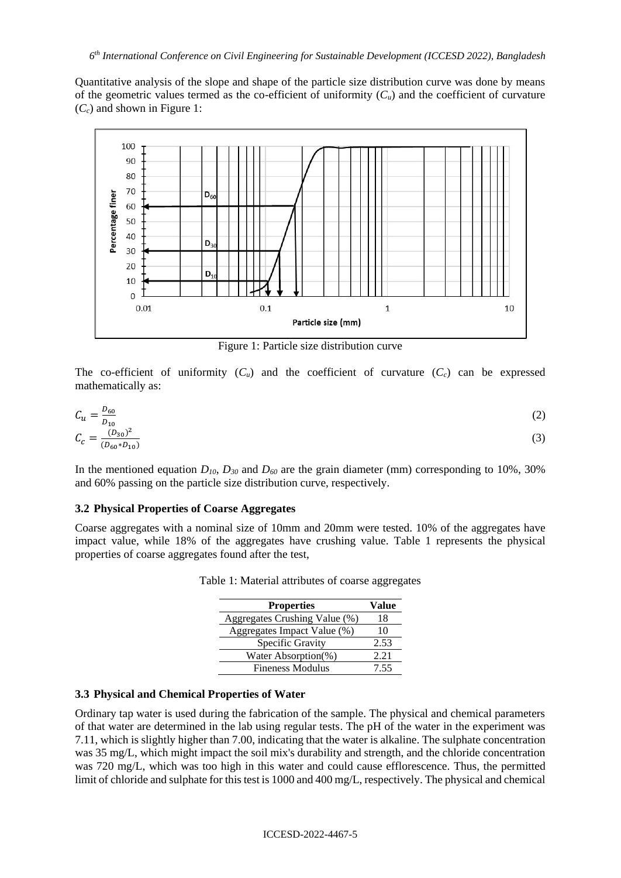Quantitative analysis of the slope and shape of the particle size distribution curve was done by means of the geometric values termed as the co-efficient of uniformity ($C_u$) and the coefficient of curvature ($C_c$) and shown in Figure 1:

Figure 1: Particle size distribution curve

The co-efficient of uniformity ($C_u$) and the coefficient of curvature ($C_c$) can be expressed mathematically as:

$$C_u = \frac{D_{60}}{D_{10}} \tag{2}$$

$$C_c = \frac{(D_{30})^2}{(D_{60} * D_{10})} \tag{3}$$

In the mentioned equation $D_{10}$, $D_{30}$ and $D_{60}$ are the grain diameter (mm) corresponding to 10%, 30% and 60% passing on the particle size distribution curve, respectively.

### 3.2 Physical Properties of Coarse Aggregates

Coarse aggregates with a nominal size of 10mm and 20mm were tested. 10% of the aggregates have impact value, while 18% of the aggregates have crushing value. Table 1 represents the physical properties of coarse aggregates found after the test,

Table 1: Material attributes of coarse aggregates

| Properties | Value |
|---|---|
| Aggregates Crushing Value (%) | 18 |
| Aggregates Impact Value (%) | 10 |
| Specific Gravity | 2.53 |
| Water Absorption(%) | 2.21 |
| Fineness Modulus | 7.55 |

### 3.3 Physical and Chemical Properties of Water

Ordinary tap water is used during the fabrication of the sample. The physical and chemical parameters of that water are determined in the lab using regular tests. The pH of the water in the experiment was 7.11, which is slightly higher than 7.00, indicating that the water is alkaline. The sulphate concentration was 35 mg/L, which might impact the soil mix's durability and strength, and the chloride concentration was 720 mg/L, which was too high in this water and could cause efflorescence. Thus, the permitted limit of chloride and sulphate for this test is 1000 and 400 mg/L, respectively. The physical and chemical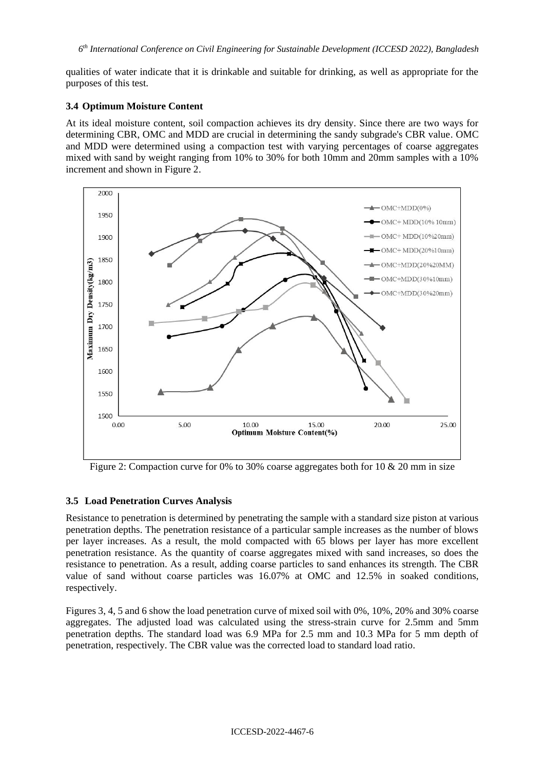qualities of water indicate that it is drinkable and suitable for drinking, as well as appropriate for the purposes of this test.

### 3.4 Optimum Moisture Content

At its ideal moisture content, soil compaction achieves its dry density. Since there are two ways for determining CBR, OMC and MDD are crucial in determining the sandy subgrade's CBR value. OMC and MDD were determined using a compaction test with varying percentages of coarse aggregates mixed with sand by weight ranging from 10% to 30% for both 10mm and 20mm samples with a 10% increment and shown in Figure 2.

Figure 2: Compaction curve for 0% to 30% coarse aggregates both for 10 & 20 mm in size

### 3.5 Load Penetration Curves Analysis

Resistance to penetration is determined by penetrating the sample with a standard size piston at various penetration depths. The penetration resistance of a particular sample increases as the number of blows per layer increases. As a result, the mold compacted with 65 blows per layer has more excellent penetration resistance. As the quantity of coarse aggregates mixed with sand increases, so does the resistance to penetration. As a result, adding coarse particles to sand enhances its strength. The CBR value of sand without coarse particles was 16.07% at OMC and 12.5% in soaked conditions, respectively.

Figures 3, 4, 5 and 6 show the load penetration curve of mixed soil with 0%, 10%, 20% and 30% coarse aggregates. The adjusted load was calculated using the stress-strain curve for 2.5mm and 5mm penetration depths. The standard load was 6.9 MPa for 2.5 mm and 10.3 MPa for 5 mm depth of penetration, respectively. The CBR value was the corrected load to standard load ratio.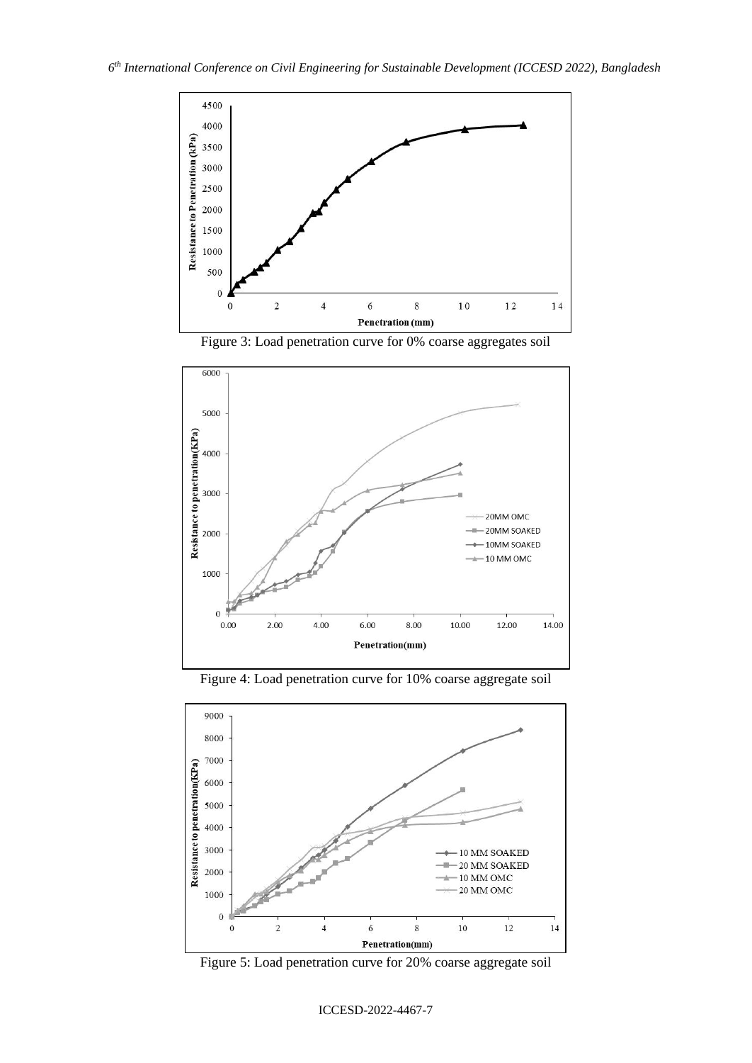Figure 3: Load penetration curve for 0% coarse aggregates soil

Figure 4: Load penetration curve for 10% coarse aggregate soil

Figure 5: Load penetration curve for 20% coarse aggregate soil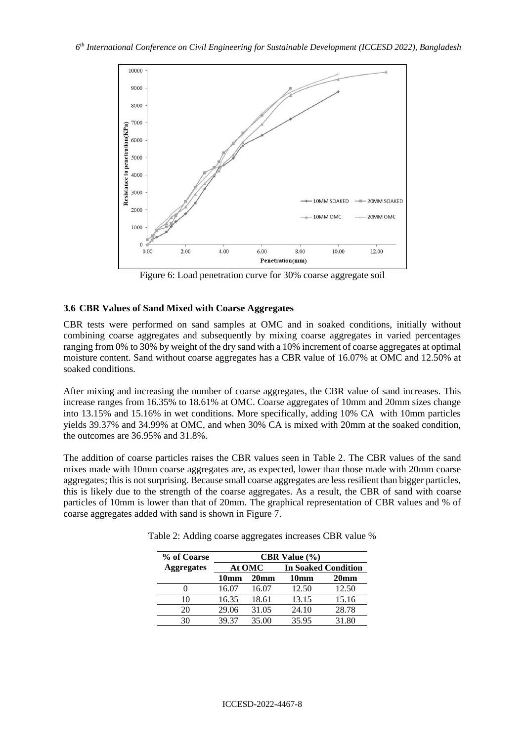Figure 6: Load penetration curve for 30% coarse aggregate soil

### 3.6 CBR Values of Sand Mixed with Coarse Aggregates

CBR tests were performed on sand samples at OMC and in soaked conditions, initially without combining coarse aggregates and subsequently by mixing coarse aggregates in varied percentages ranging from 0% to 30% by weight of the dry sand with a 10% increment of coarse aggregates at optimal moisture content. Sand without coarse aggregates has a CBR value of 16.07% at OMC and 12.50% at soaked conditions.

After mixing and increasing the number of coarse aggregates, the CBR value of sand increases. This increase ranges from 16.35% to 18.61% at OMC. Coarse aggregates of 10mm and 20mm sizes change into 13.15% and 15.16% in wet conditions. More specifically, adding 10% CA with 10mm particles yields 39.37% and 34.99% at OMC, and when 30% CA is mixed with 20mm at the soaked condition, the outcomes are 36.95% and 31.8%.

The addition of coarse particles raises the CBR values seen in Table 2. The CBR values of the sand mixes made with 10mm coarse aggregates are, as expected, lower than those made with 20mm coarse aggregates; this is not surprising. Because small coarse aggregates are less resilient than bigger particles, this is likely due to the strength of the coarse aggregates. As a result, the CBR of sand with coarse particles of 10mm is lower than that of 20mm. The graphical representation of CBR values and % of coarse aggregates added with sand is shown in Figure 7.

Table 2: Adding coarse aggregates increases CBR value %

| % of Coarse Aggregates | CBR Value (%) | | | |
|---|---|---|---|---|
| | At OMC | | In Soaked Condition | |
| | 10mm | 20mm | 10mm | 20mm |
| 0 | 16.07 | 16.07 | 12.50 | 12.50 |
| 10 | 16.35 | 18.61 | 13.15 | 15.16 |
| 20 | 29.06 | 31.05 | 24.10 | 28.78 |
| 30 | 39.37 | 35.00 | 35.95 | 31.80 |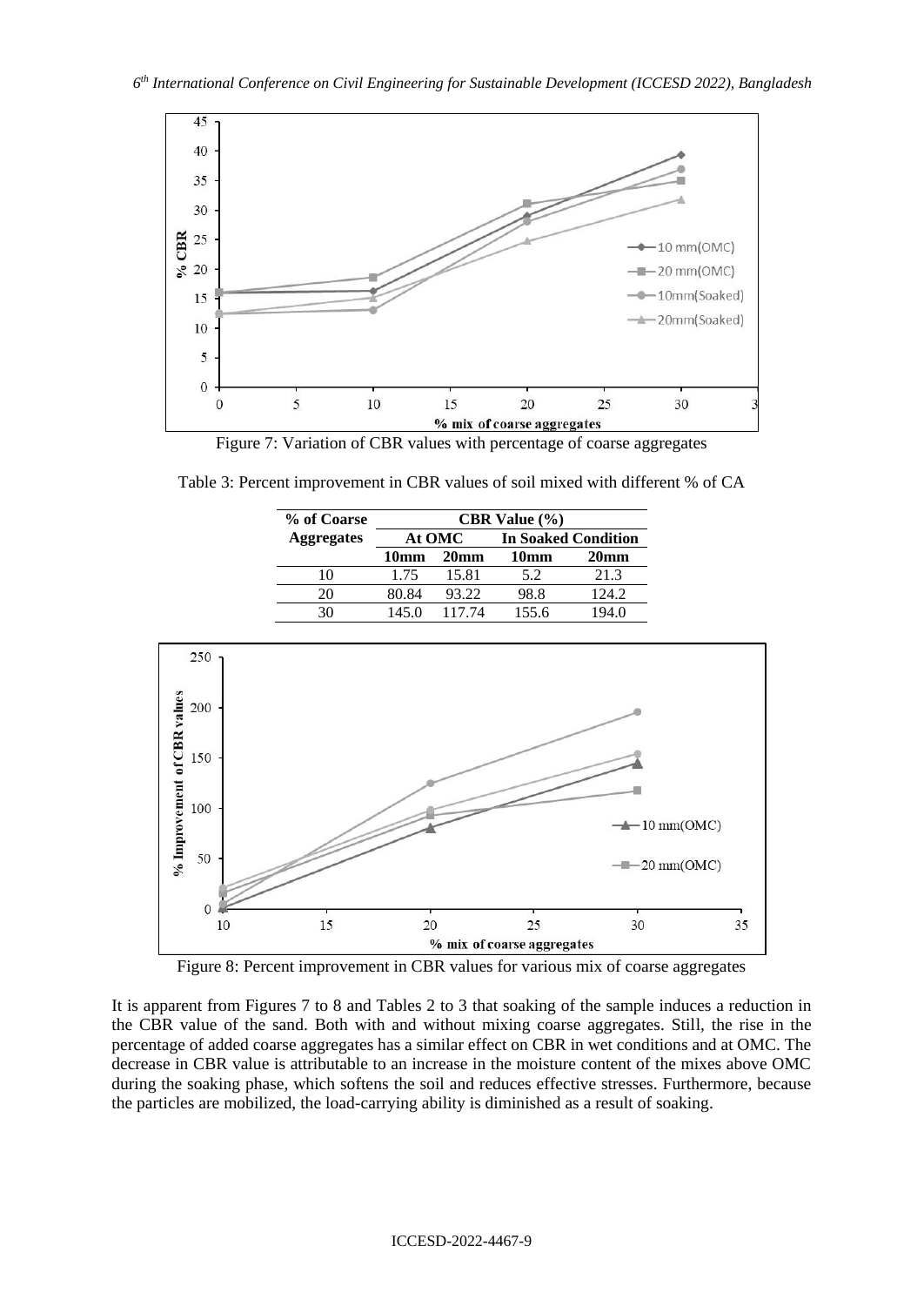Figure 7: Variation of CBR values with percentage of coarse aggregates

Table 3: Percent improvement in CBR values of soil mixed with different % of CA

| % of Coarse Aggregates | CBR Value (%) | | | |
|---|---|---|---|---|
| | At OMC | | In Soaked Condition | |
| | 10mm | 20mm | 10mm | 20mm |
| 10 | 1.75 | 15.81 | 5.2 | 21.3 |
| 20 | 80.84 | 93.22 | 98.8 | 124.2 |
| 30 | 145.0 | 117.74 | 155.6 | 194.0 |

Figure 8: Percent improvement in CBR values for various mix of coarse aggregates

It is apparent from Figures 7 to 8 and Tables 2 to 3 that soaking of the sample induces a reduction in the CBR value of the sand. Both with and without mixing coarse aggregates. Still, the rise in the percentage of added coarse aggregates has a similar effect on CBR in wet conditions and at OMC. The decrease in CBR value is attributable to an increase in the moisture content of the mixes above OMC during the soaking phase, which softens the soil and reduces effective stresses. Furthermore, because the particles are mobilized, the load-carrying ability is diminished as a result of soaking.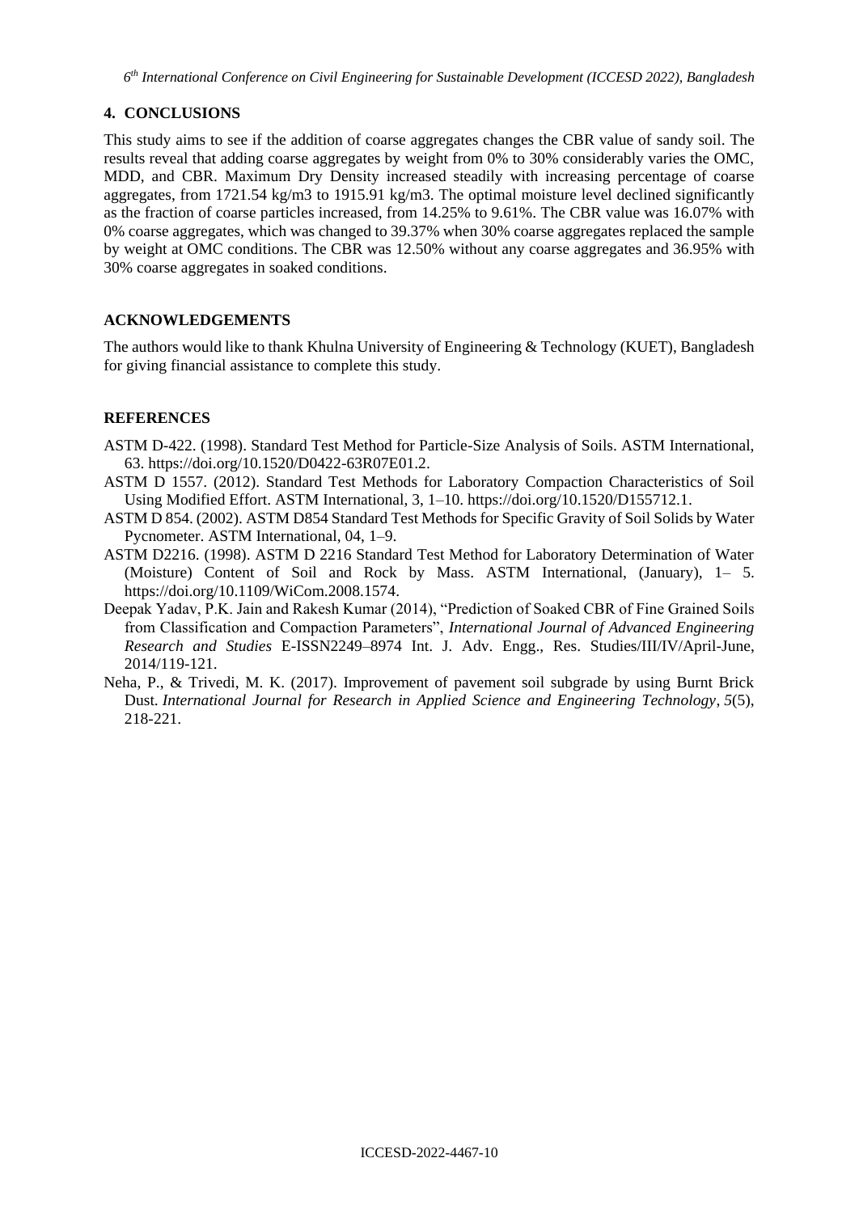## 4. CONCLUSIONS

This study aims to see if the addition of coarse aggregates changes the CBR value of sandy soil. The results reveal that adding coarse aggregates by weight from 0% to 30% considerably varies the OMC, MDD, and CBR. Maximum Dry Density increased steadily with increasing percentage of coarse aggregates, from 1721.54 kg/m3 to 1915.91 kg/m3. The optimal moisture level declined significantly as the fraction of coarse particles increased, from 14.25% to 9.61%. The CBR value was 16.07% with 0% coarse aggregates, which was changed to 39.37% when 30% coarse aggregates replaced the sample by weight at OMC conditions. The CBR was 12.50% without any coarse aggregates and 36.95% with 30% coarse aggregates in soaked conditions.

## ACKNOWLEDGEMENTS

The authors would like to thank Khulna University of Engineering & Technology (KUET), Bangladesh for giving financial assistance to complete this study.

## REFERENCES

ASTM D-422. (1998). Standard Test Method for Particle-Size Analysis of Soils. ASTM International, 63. https://doi.org/10.1520/D0422-63R07E01.2.

ASTM D 1557. (2012). Standard Test Methods for Laboratory Compaction Characteristics of Soil Using Modified Effort. ASTM International, 3, 1–10. https://doi.org/10.1520/D155712.1.

ASTM D 854. (2002). ASTM D854 Standard Test Methods for Specific Gravity of Soil Solids by Water Pycnometer. ASTM International, 04, 1–9.

ASTM D2216. (1998). ASTM D 2216 Standard Test Method for Laboratory Determination of Water (Moisture) Content of Soil and Rock by Mass. ASTM International, (January), 1– 5. https://doi.org/10.1109/WiCom.2008.1574.

Deepak Yadav, P.K. Jain and Rakesh Kumar (2014), "Prediction of Soaked CBR of Fine Grained Soils from Classification and Compaction Parameters", *International Journal of Advanced Engineering Research and Studies* E-ISSN2249–8974 Int. J. Adv. Engg., Res. Studies/III/IV/April-June, 2014/119-121.

Neha, P., & Trivedi, M. K. (2017). Improvement of pavement soil subgrade by using Burnt Brick Dust. *International Journal for Research in Applied Science and Engineering Technology*, *5*(5), 218-221.